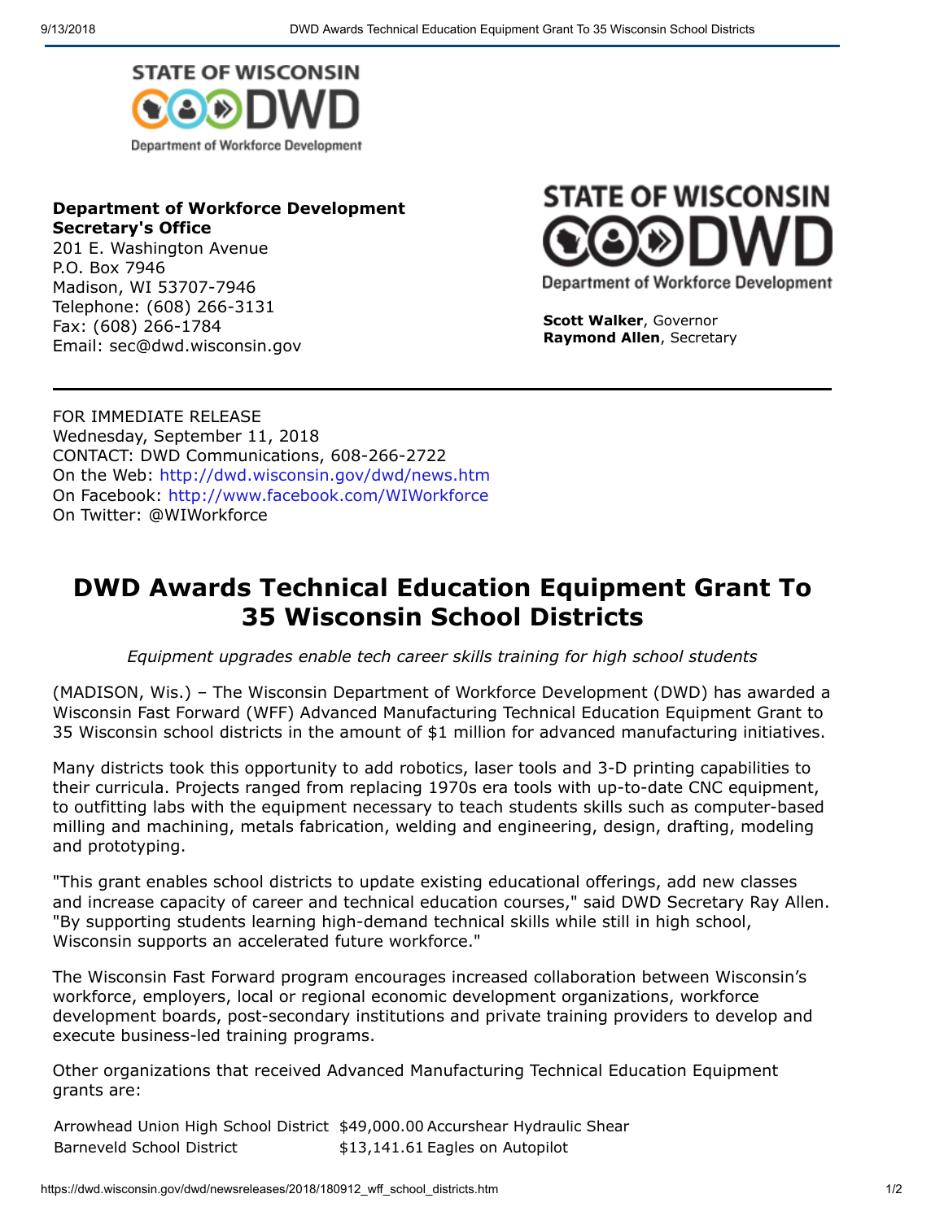**Department of Workforce Development**
**Secretary's Office**
201 E. Washington Avenue
P.O. Box 7946
Madison, WI 53707-7946
Telephone: (608) 266-3131
Fax: (608) 266-1784
Email: sec@dwd.wisconsin.gov

STATE OF WISCONSIN DWD
Department of Workforce Development

**Scott Walker**, Governor
**Raymond Allen**, Secretary

---

FOR IMMEDIATE RELEASE
Wednesday, September 11, 2018
CONTACT: DWD Communications, 608-266-2722
On the Web: http://dwd.wisconsin.gov/dwd/news.htm
On Facebook: http://www.facebook.com/WIWorkforce
On Twitter: @WIWorkforce

# DWD Awards Technical Education Equipment Grant To 35 Wisconsin School Districts

*Equipment upgrades enable tech career skills training for high school students*

(MADISON, Wis.) – The Wisconsin Department of Workforce Development (DWD) has awarded a Wisconsin Fast Forward (WFF) Advanced Manufacturing Technical Education Equipment Grant to 35 Wisconsin school districts in the amount of $1 million for advanced manufacturing initiatives.

Many districts took this opportunity to add robotics, laser tools and 3-D printing capabilities to their curricula. Projects ranged from replacing 1970s era tools with up-to-date CNC equipment, to outfitting labs with the equipment necessary to teach students skills such as computer-based milling and machining, metals fabrication, welding and engineering, design, drafting, modeling and prototyping.

"This grant enables school districts to update existing educational offerings, add new classes and increase capacity of career and technical education courses," said DWD Secretary Ray Allen. "By supporting students learning high-demand technical skills while still in high school, Wisconsin supports an accelerated future workforce."

The Wisconsin Fast Forward program encourages increased collaboration between Wisconsin's workforce, employers, local or regional economic development organizations, workforce development boards, post-secondary institutions and private training providers to develop and execute business-led training programs.

Other organizations that received Advanced Manufacturing Technical Education Equipment grants are:

| | | |
|---|---|---|
| Arrowhead Union High School District | $49,000.00 | Accurshear Hydraulic Shear |
| Barneveld School District | $13,141.61 | Eagles on Autopilot |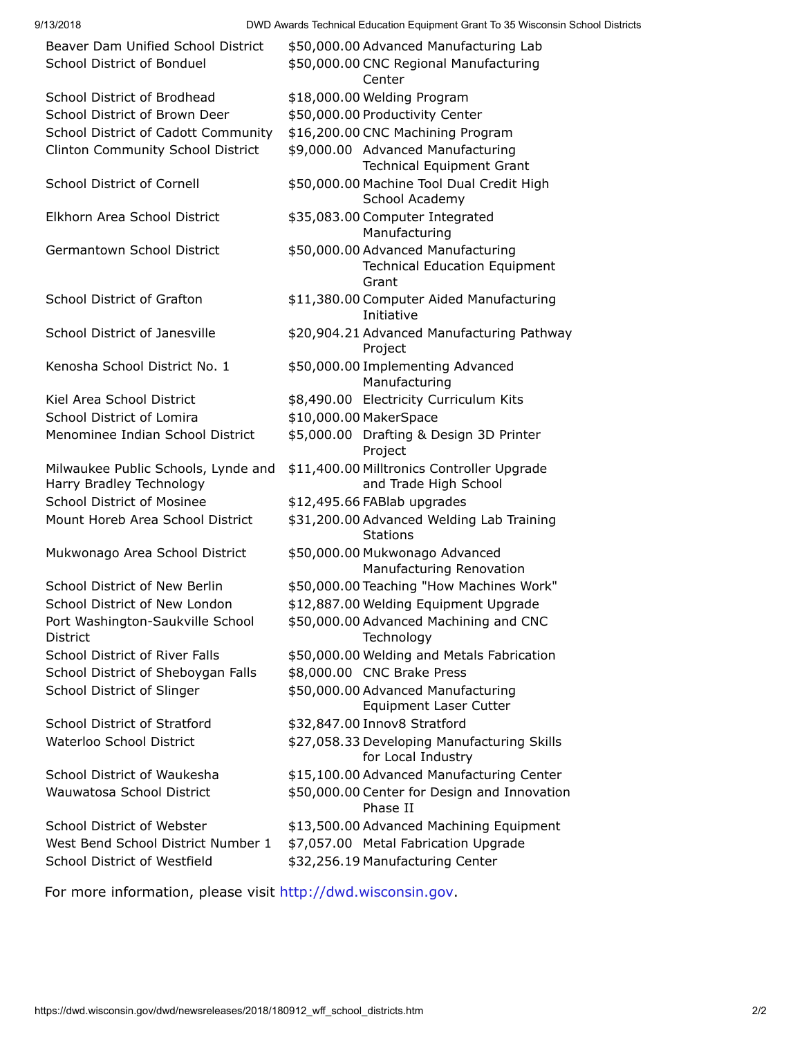| | | |
|---|---|---|
| Beaver Dam Unified School District | $50,000.00 | Advanced Manufacturing Lab |
| School District of Bonduel | $50,000.00 | CNC Regional Manufacturing Center |
| School District of Brodhead | $18,000.00 | Welding Program |
| School District of Brown Deer | $50,000.00 | Productivity Center |
| School District of Cadott Community | $16,200.00 | CNC Machining Program |
| Clinton Community School District | $9,000.00 | Advanced Manufacturing Technical Equipment Grant |
| School District of Cornell | $50,000.00 | Machine Tool Dual Credit High School Academy |
| Elkhorn Area School District | $35,083.00 | Computer Integrated Manufacturing |
| Germantown School District | $50,000.00 | Advanced Manufacturing Technical Education Equipment Grant |
| School District of Grafton | $11,380.00 | Computer Aided Manufacturing Initiative |
| School District of Janesville | $20,904.21 | Advanced Manufacturing Pathway Project |
| Kenosha School District No. 1 | $50,000.00 | Implementing Advanced Manufacturing |
| Kiel Area School District | $8,490.00 | Electricity Curriculum Kits |
| School District of Lomira | $10,000.00 | MakerSpace |
| Menominee Indian School District | $5,000.00 | Drafting & Design 3D Printer Project |
| Milwaukee Public Schools, Lynde and Harry Bradley Technology and Trade High School | $11,400.00 | Milltronics Controller Upgrade |
| School District of Mosinee | $12,495.66 | FABlab upgrades |
| Mount Horeb Area School District | $31,200.00 | Advanced Welding Lab Training Stations |
| Mukwonago Area School District | $50,000.00 | Mukwonago Advanced Manufacturing Renovation |
| School District of New Berlin | $50,000.00 | Teaching "How Machines Work" |
| School District of New London | $12,887.00 | Welding Equipment Upgrade |
| Port Washington-Saukville School District | $50,000.00 | Advanced Machining and CNC Technology |
| School District of River Falls | $50,000.00 | Welding and Metals Fabrication |
| School District of Sheboygan Falls | $8,000.00 | CNC Brake Press |
| School District of Slinger | $50,000.00 | Advanced Manufacturing Equipment Laser Cutter |
| School District of Stratford | $32,847.00 | Innov8 Stratford |
| Waterloo School District | $27,058.33 | Developing Manufacturing Skills for Local Industry |
| School District of Waukesha | $15,100.00 | Advanced Manufacturing Center |
| Wauwatosa School District | $50,000.00 | Center for Design and Innovation Phase II |
| School District of Webster | $13,500.00 | Advanced Machining Equipment |
| West Bend School District Number 1 | $7,057.00 | Metal Fabrication Upgrade |
| School District of Westfield | $32,256.19 | Manufacturing Center |

For more information, please visit http://dwd.wisconsin.gov.